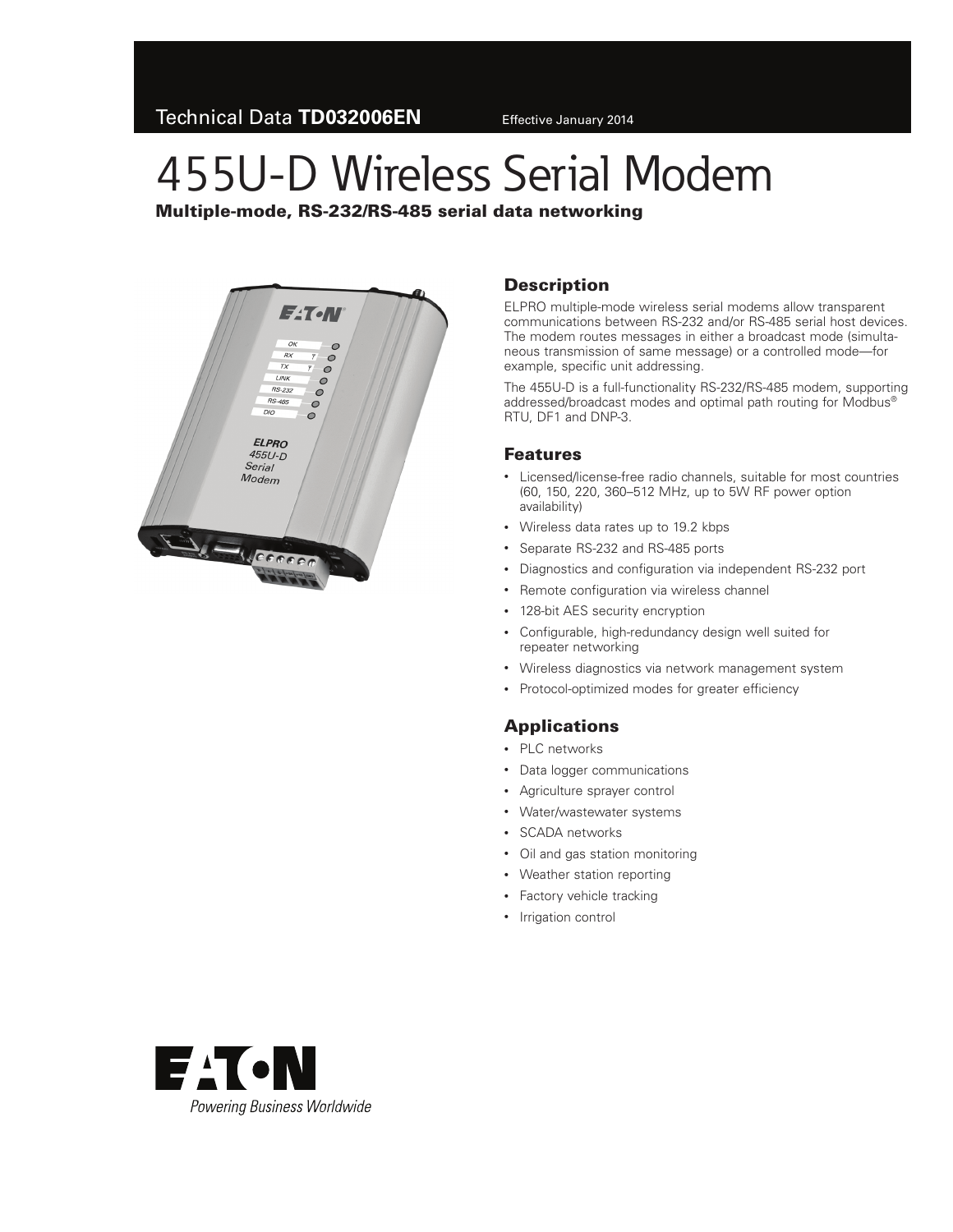Technical Data **TD032006EN** Effective January 2014

# 455U-D Wireless Serial Modem

**Multiple-mode, RS-232/RS-485 serial data networking**

## Description

ELPRO multiple-mode wireless serial modems allow transparent communications between RS-232 and/or RS-485 serial host devices. The modem routes messages in either a broadcast mode (simultaneous transmission of same message) or a controlled mode—for example, specific unit addressing.

The 455U-D is a full-functionality RS-232/RS-485 modem, supporting addressed/broadcast modes and optimal path routing for Modbus® RTU, DF1 and DNP-3.

## Features

- Licensed/license-free radio channels, suitable for most countries (60, 150, 220, 360–512 MHz, up to 5W RF power option availability)
- Wireless data rates up to 19.2 kbps
- Separate RS-232 and RS-485 ports
- Diagnostics and configuration via independent RS-232 port
- Remote configuration via wireless channel
- 128-bit AES security encryption
- Configurable, high-redundancy design well suited for repeater networking
- Wireless diagnostics via network management system
- Protocol-optimized modes for greater efficiency

## Applications

- PLC networks
- Data logger communications
- Agriculture sprayer control
- Water/wastewater systems
- SCADA networks
- Oil and gas station monitoring
- Weather station reporting
- Factory vehicle tracking
- Irrigation control

EATON
*Powering Business Worldwide*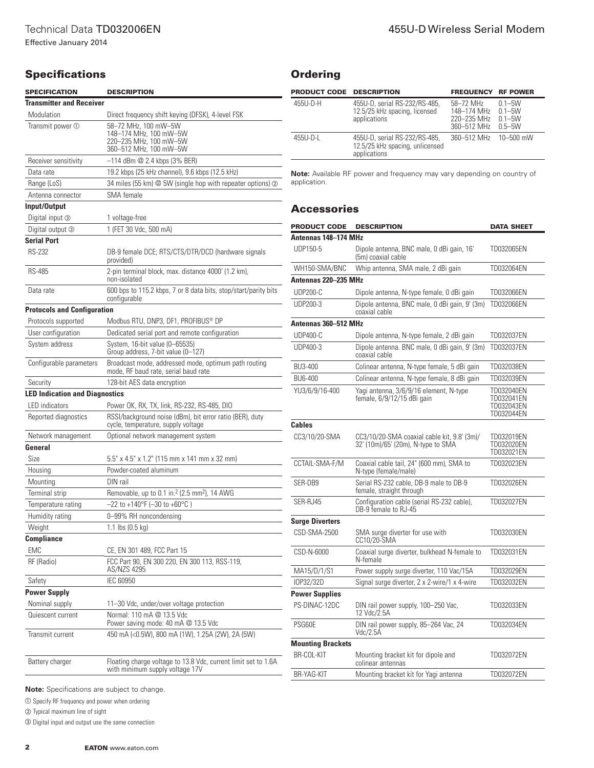## Specifications

| SPECIFICATION | DESCRIPTION |
|---|---|
| **Transmitter and Receiver** | |
| Modulation | Direct frequency shift keying (DFSK), 4-level FSK |
| Transmit power ① | 58–72 MHz, 100 mW–5W<br>148–174 MHz, 100 mW–5W<br>220–235 MHz, 100 mW–5W<br>360–512 MHz, 100 mW–5W |
| Receiver sensitivity | –114 dBm @ 2.4 kbps (3% BER) |
| Data rate | 19.2 kbps (25 kHz channel), 9.6 kbps (12.5 kHz) |
| Range (LoS) | 34 miles (55 km) @ 5W (single hop with repeater options) ② |
| Antenna connector | SMA female |
| **Input/Output** | |
| Digital input ③ | 1 voltage-free |
| Digital output ③ | 1 (FET 30 Vdc, 500 mA) |
| **Serial Port** | |
| RS-232 | DB-9 female DCE; RTS/CTS/DTR/DCD (hardware signals provided) |
| RS-485 | 2-pin terminal block, max. distance 4000' (1.2 km), non-isolated |
| Data rate | 600 bps to 115.2 kbps, 7 or 8 data bits, stop/start/parity bits configurable |
| **Protocols and Configuration** | |
| Protocols supported | Modbus RTU, DNP3, DF1, PROFIBUS® DP |
| User configuration | Dedicated serial port and remote configuration |
| System address | System, 16-bit value (0–65535)<br>Group address, 7-bit value (0–127) |
| Configurable parameters | Broadcast mode, addressed mode, optimum path routing mode, RF baud rate, serial baud rate |
| Security | 128-bit AES data encryption |
| **LED Indication and Diagnostics** | |
| LED indicators | Power OK, RX, TX, link, RS-232, RS-485, DIO |
| Reported diagnostics | RSSI/background noise (dBm), bit error ratio (BER), duty cycle, temperature, supply voltage |
| Network management | Optional network management system |
| **General** | |
| Size | 5.5" x 4.5" x 1.2" (115 mm x 141 mm x 32 mm) |
| Housing | Powder-coated aluminum |
| Mounting | DIN rail |
| Terminal strip | Removable, up to 0.1 in.$^2$ (2.5 mm$^2$), 14 AWG |
| Temperature rating | –22 to +140°F (–30 to +60°C ) |
| Humidity rating | 0–99% RH noncondensing |
| Weight | 1.1 lbs (0.5 kg) |
| **Compliance** | |
| EMC | CE, EN 301 489, FCC Part 15 |
| RF (Radio) | FCC Part 90, EN 300 220, EN 300 113, RSS-119, AS/NZS 4295 |
| Safety | IEC 60950 |
| **Power Supply** | |
| Nominal supply | 11–30 Vdc, under/over voltage protection |
| Quiescent current | Normal: 110 mA @ 13.5 Vdc<br>Power saving mode: 40 mA @ 13.5 Vdc |
| Transmit current | 450 mA (<0.5W), 800 mA (1W), 1.25A (2W), 2A (5W) |
| Battery charger | Floating charge voltage to 13.8 Vdc, current limit set to 1.6A with minimum supply voltage 17V |

**Note:** Specifications are subject to change.

① Specify RF frequency and power when ordering

② Typical maximum line of sight

③ Digital input and output use the same connection

## Ordering

| PRODUCT CODE | DESCRIPTION | FREQUENCY | RF POWER |
|---|---|---|---|
| 455U-D-H | 455U-D, serial RS-232/RS-485, 12.5/25 kHz spacing, licensed applications | 58–72 MHz<br>148–174 MHz<br>220–235 MHz<br>360–512 MHz | 0.1–5W<br>0.1–5W<br>0.1–5W<br>0.5–5W |
| 455U-D-L | 455U-D, serial RS-232/RS-485, 12.5/25 kHz spacing, unlicensed applications | 360–512 MHz | 10–500 mW |

**Note:** Available RF power and frequency may vary depending on country of application.

## Accessories

| PRODUCT CODE | DESCRIPTION | DATA SHEET |
|---|---|---|
| **Antennas 148–174 MHz** | | |
| UDP150-5 | Dipole antenna, BNC male, 0 dBi gain, 16' (5m) coaxial cable | TD032065EN |
| WH150-SMA/BNC | Whip antenna, SMA male, 2 dBi gain | TD032064EN |
| **Antennas 220–235 MHz** | | |
| UDP200-C | Dipole antenna, N-type female, 0 dBi gain | TD032066EN |
| UDP200-3 | Dipole antenna, BNC male, 0 dBi gain, 9' (3m) coaxial cable | TD032066EN |
| **Antennas 360–512 MHz** | | |
| UDP400-C | Dipole antenna, N-type female, 2 dBi gain | TD032037EN |
| UDP400-3 | Dipole antenna. BNC male, 0 dBi gain, 9' (3m) coaxial cable | TD032037EN |
| BU3-400 | Colinear antenna, N-type female, 5 dBi gain | TD032038EN |
| BU6-400 | Colinear antenna, N-type female, 8 dBi gain | TD032039EN |
| YU3/6/9/16-400 | Yagi antenna, 3/6/9/16 element, N-type female, 6/9/12/15 dBi gain | TD032040EN<br>TD032041EN<br>TD032043EN<br>TD032044EN |
| **Cables** | | |
| CC3/10/20-SMA | CC3/10/20-SMA coaxial cable kit, 9.8' (3m)/ 32' (10m)/65' (20m), N-type to SMA | TD032019EN<br>TD032020EN<br>TD032021EN |
| CCTAIL-SMA-F/M | Coaxial cable tail, 24" (600 mm), SMA to N-type (female/male) | TD032023EN |
| SER-DB9 | Serial RS-232 cable, DB-9 male to DB-9 female, straight through | TD032026EN |
| SER-RJ45 | Configuration cable (serial RS-232 cable), DB-9 female to RJ-45 | TD032027EN |
| **Surge Diverters** | | |
| CSD-SMA-2500 | SMA surge diverter for use with CC10/20-SMA | TD032030EN |
| CSD-N-6000 | Coaxial surge diverter, bulkhead N-female to N-female | TD032031EN |
| MA15/D/1/S1 | Power supply surge diverter, 110 Vac/15A | TD032029EN |
| IOP32/32D | Signal surge diverter, 2 x 2-wire/1 x 4-wire | TD032032EN |
| **Power Supplies** | | |
| PS-DINAC-12DC | DIN rail power supply, 100–250 Vac, 12 Vdc/2.5A | TD032033EN |
| PSG60E | DIN rail power supply, 85–264 Vac, 24 Vdc/2.5A | TD032034EN |
| **Mounting Brackets** | | |
| BR-COL-KIT | Mounting bracket kit for dipole and colinear antennas | TD032072EN |
| BR-YAG-KIT | Mounting bracket kit for Yagi antenna | TD032072EN |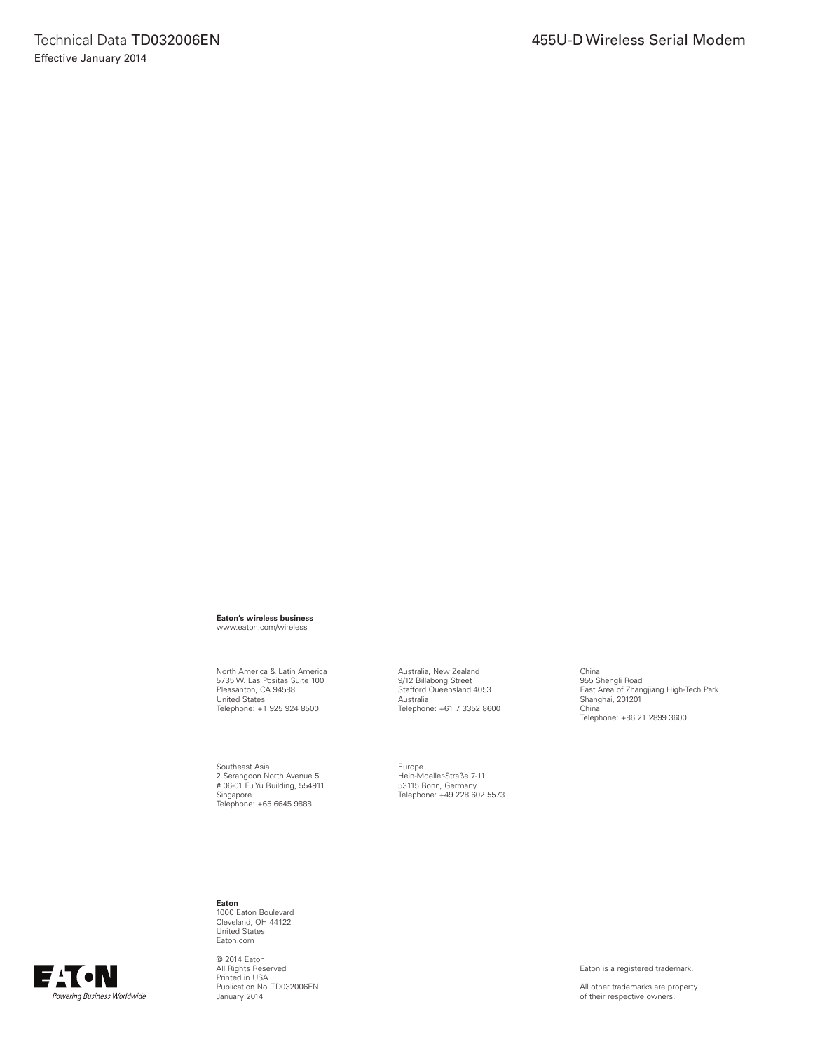**Eaton's wireless business**
www.eaton.com/wireless

North America & Latin America
5735 W. Las Positas Suite 100
Pleasanton, CA 94588
United States
Telephone: +1 925 924 8500

Australia, New Zealand
9/12 Billabong Street
Stafford Queensland 4053
Australia
Telephone: +61 7 3352 8600

China
955 Shengli Road
East Area of Zhangjiang High-Tech Park
Shanghai, 201201
China
Telephone: +86 21 2899 3600

Southeast Asia
2 Serangoon North Avenue 5
# 06-01 Fu Yu Building, 554911
Singapore
Telephone: +65 6645 9888

Europe
Hein-Moeller-Straße 7-11
53115 Bonn, Germany
Telephone: +49 228 602 5573

**Eaton**
1000 Eaton Boulevard
Cleveland, OH 44122
United States
Eaton.com

© 2014 Eaton
All Rights Reserved
Printed in USA
Publication No. TD032006EN
January 2014

Eaton is a registered trademark.

All other trademarks are property of their respective owners.

EATON
*Powering Business Worldwide*